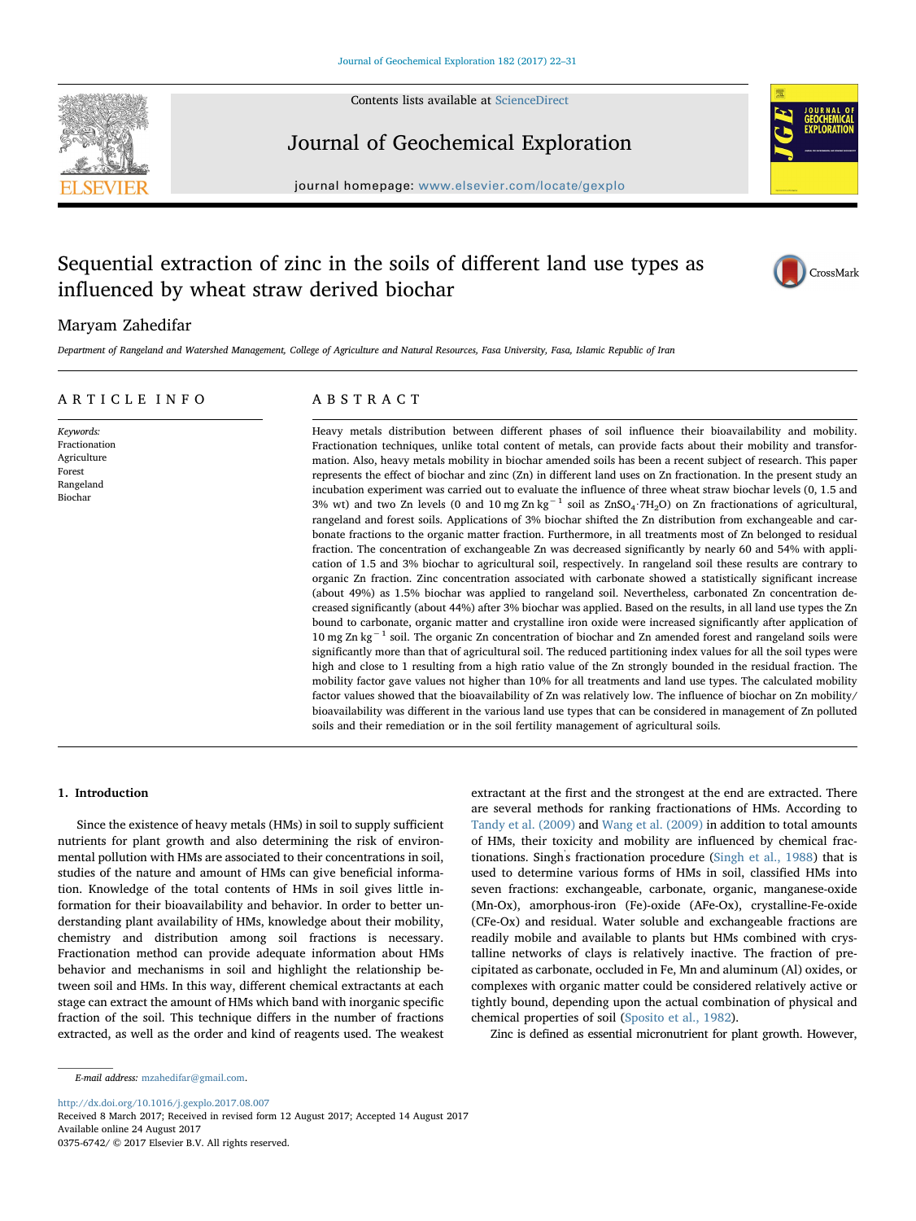# Sequential extraction of zinc in the soils of different land use types as influenced by wheat straw derived biochar

Maryam Zahedifar

*Department of Rangeland and Watershed Management, College of Agriculture and Natural Resources, Fasa University, Fasa, Islamic Republic of Iran*

## ARTICLE INFO

*Keywords:*
Fractionation
Agriculture
Forest
Rangeland
Biochar

## ABSTRACT

Heavy metals distribution between different phases of soil influence their bioavailability and mobility. Fractionation techniques, unlike total content of metals, can provide facts about their mobility and transformation. Also, heavy metals mobility in biochar amended soils has been a recent subject of research. This paper represents the effect of biochar and zinc (Zn) in different land uses on Zn fractionation. In the present study an incubation experiment was carried out to evaluate the influence of three wheat straw biochar levels (0, 1.5 and 3% wt) and two Zn levels (0 and 10 mg Zn $kg^{-1}$ soil as $ZnSO_4 \cdot 7H_2O$) on Zn fractionations of agricultural, rangeland and forest soils. Applications of 3% biochar shifted the Zn distribution from exchangeable and carbonate fractions to the organic matter fraction. Furthermore, in all treatments most of Zn belonged to residual fraction. The concentration of exchangeable Zn was decreased significantly by nearly 60 and 54% with application of 1.5 and 3% biochar to agricultural soil, respectively. In rangeland soil these results are contrary to organic Zn fraction. Zinc concentration associated with carbonate showed a statistically significant increase (about 49%) as 1.5% biochar was applied to rangeland soil. Nevertheless, carbonated Zn concentration decreased significantly (about 44%) after 3% biochar was applied. Based on the results, in all land use types the Zn bound to carbonate, organic matter and crystalline iron oxide were increased significantly after application of 10 mg Zn $kg^{-1}$ soil. The organic Zn concentration of biochar and Zn amended forest and rangeland soils were significantly more than that of agricultural soil. The reduced partitioning index values for all the soil types were high and close to 1 resulting from a high ratio value of the Zn strongly bounded in the residual fraction. The mobility factor gave values not higher than 10% for all treatments and land use types. The calculated mobility factor values showed that the bioavailability of Zn was relatively low. The influence of biochar on Zn mobility/bioavailability was different in the various land use types that can be considered in management of Zn polluted soils and their remediation or in the soil fertility management of agricultural soils.

## 1. Introduction

Since the existence of heavy metals (HMs) in soil to supply sufficient nutrients for plant growth and also determining the risk of environmental pollution with HMs are associated to their concentrations in soil, studies of the nature and amount of HMs can give beneficial information. Knowledge of the total contents of HMs in soil gives little information for their bioavailability and behavior. In order to better understanding plant availability of HMs, knowledge about their mobility, chemistry and distribution among soil fractions is necessary. Fractionation method can provide adequate information about HMs behavior and mechanisms in soil and highlight the relationship between soil and HMs. In this way, different chemical extractants at each stage can extract the amount of HMs which band with inorganic specific fraction of the soil. This technique differs in the number of fractions extracted, as well as the order and kind of reagents used. The weakest extractant at the first and the strongest at the end are extracted. There are several methods for ranking fractionations of HMs. According to Tandy et al. (2009) and Wang et al. (2009) in addition to total amounts of HMs, their toxicity and mobility are influenced by chemical fractionations. Singh's fractionation procedure (Singh et al., 1988) that is used to determine various forms of HMs in soil, classified HMs into seven fractions: exchangeable, carbonate, organic, manganese-oxide (Mn-Ox), amorphous-iron (Fe)-oxide (AFe-Ox), crystalline-Fe-oxide (CFe-Ox) and residual. Water soluble and exchangeable fractions are readily mobile and available to plants but HMs combined with crystalline networks of clays is relatively inactive. The fraction of precipitated as carbonate, occluded in Fe, Mn and aluminum (Al) oxides, or complexes with organic matter could be considered relatively active or tightly bound, depending upon the actual combination of physical and chemical properties of soil (Sposito et al., 1982).

Zinc is defined as essential micronutrient for plant growth. However,

*E-mail address:* mzahedifar@gmail.com.

http://dx.doi.org/10.1016/j.gexplo.2017.08.007
Received 8 March 2017; Received in revised form 12 August 2017; Accepted 14 August 2017
Available online 24 August 2017
0375-6742/ © 2017 Elsevier B.V. All rights reserved.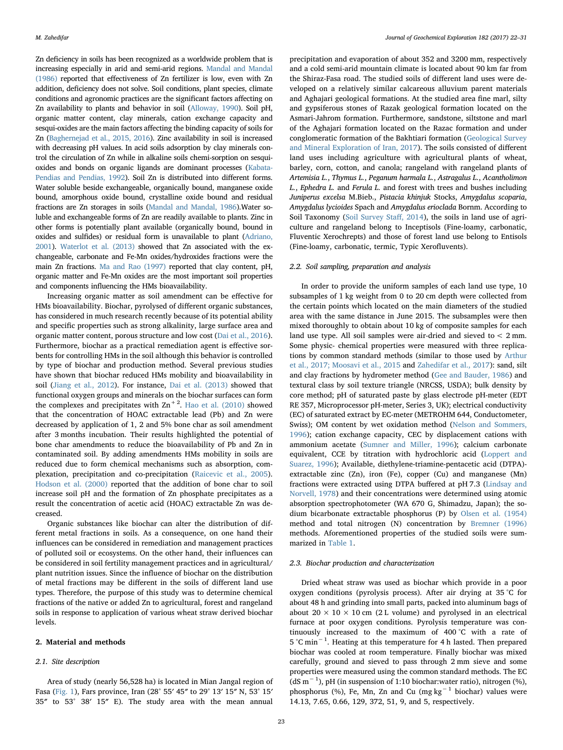Zn deficiency in soils has been recognized as a worldwide problem that is increasing especially in arid and semi-arid regions. Mandal and Mandal (1986) reported that effectiveness of Zn fertilizer is low, even with Zn addition, deficiency does not solve. Soil conditions, plant species, climate conditions and agronomic practices are the significant factors affecting on Zn availability to plants and behavior in soil (Alloway, 1990). Soil pH, organic matter content, clay minerals, cation exchange capacity and sesqui-oxides are the main factors affecting the binding capacity of soils for Zn (Baghernejad et al., 2015, 2016). Zinc availability in soil is increased with decreasing pH values. In acid soils adsorption by clay minerals control the circulation of Zn while in alkaline soils chemi-sorption on sesqui-oxides and bonds on organic ligands are dominant processes (Kabata-Pendias and Pendias, 1992). Soil Zn is distributed into different forms. Water soluble beside exchangeable, organically bound, manganese oxide bound, amorphous oxide bound, crystalline oxide bound and residual fractions are Zn storages in soils (Mandal and Mandal, 1986).Water soluble and exchangeable forms of Zn are readily available to plants. Zinc in other forms is potentially plant available (organically bound, bound in oxides and sulfides) or residual form is unavailable to plant (Adriano, 2001). Waterlot et al. (2013) showed that Zn associated with the exchangeable, carbonate and Fe-Mn oxides/hydroxides fractions were the main Zn fractions. Ma and Rao (1997) reported that clay content, pH, organic matter and Fe-Mn oxides are the most important soil properties and components influencing the HMs bioavailability.

Increasing organic matter as soil amendment can be effective for HMs bioavailability. Biochar, pyrolysed of different organic substances, has considered in much research recently because of its potential ability and specific properties such as strong alkalinity, large surface area and organic matter content, porous structure and low cost (Dai et al., 2016). Furthermore, biochar as a practical remediation agent is effective sorbents for controlling HMs in the soil although this behavior is controlled by type of biochar and production method. Several previous studies have shown that biochar reduced HMs mobility and bioavailability in soil (Jiang et al., 2012). For instance, Dai et al. (2013) showed that functional oxygen groups and minerals on the biochar surfaces can form the complexes and precipitates with $Zn^{+2}$. Hao et al. (2010) showed that the concentration of HOAC extractable lead (Pb) and Zn were decreased by application of 1, 2 and 5% bone char as soil amendment after 3 months incubation. Their results highlighted the potential of bone char amendments to reduce the bioavailability of Pb and Zn in contaminated soil. By adding amendments HMs mobility in soils are reduced due to form chemical mechanisms such as absorption, complexation, precipitation and co-precipitation (Raicevic et al., 2005). Hodson et al. (2000) reported that the addition of bone char to soil increase soil pH and the formation of Zn phosphate precipitates as a result the concentration of acetic acid (HOAC) extractable Zn was decreased.

Organic substances like biochar can alter the distribution of different metal fractions in soils. As a consequence, on one hand their influences can be considered in remediation and management practices of polluted soil or ecosystems. On the other hand, their influences can be considered in soil fertility management practices and in agricultural/plant nutrition issues. Since the influence of biochar on the distribution of metal fractions may be different in the soils of different land use types. Therefore, the purpose of this study was to determine chemical fractions of the native or added Zn to agricultural, forest and rangeland soils in response to application of various wheat straw derived biochar levels.

## 2. Material and methods

### 2.1. Site description

Area of study (nearly 56,528 ha) is located in Mian Jangal region of Fasa (Fig. 1), Fars province, Iran (28° 55′ 45″ to 29° 13′ 15″ N, 53° 15′ 35″ to 53° 38′ 15″ E). The study area with the mean annual precipitation and evaporation of about 352 and 3200 mm, respectively and a cold semi-arid mountain climate is located about 90 km far from the Shiraz-Fasa road. The studied soils of different land uses were developed on a relatively similar calcareous alluvium parent materials and Aghajari geological formations. At the studied area fine marl, silty and gypsiferous stones of Razak geological formation located on the Asmari-Jahrom formation. Furthermore, sandstone, siltstone and marl of the Aghajari formation located on the Razac formation and under conglomeratic formation of the Bakhtiari formation (Geological Survey and Mineral Exploration of Iran, 2017). The soils consisted of different land uses including agriculture with agricultural plants of wheat, barley, corn, cotton, and canola; rangeland with rangeland plants of *Artemisia L.*, *Thymus L.*, *Peganum harmala L.*, *Astragalus L.*, *Acantholimon L.*, *Ephedra L.* and *Ferula L.* and forest with trees and bushes including *Juniperus excelsa* M.Bieb., *Pistacia khinjuk* Stocks, *Amygdalus scoparia*, *Amygdalus lycioides* Spach and *Amygdalus erioclada* Bornm. According to Soil Taxonomy (Soil Survey Staff, 2014), the soils in land use of agriculture and rangeland belong to Inceptisols (Fine-loamy, carbonatic, Fluventic Xerochrepts) and those of forest land use belong to Entisols (Fine-loamy, carbonatic, termic, Typic Xerofluvents).

### 2.2. Soil sampling, preparation and analysis

In order to provide the uniform samples of each land use type, 10 subsamples of 1 kg weight from 0 to 20 cm depth were collected from the certain points which located on the main diameters of the studied area with the same distance in June 2015. The subsamples were then mixed thoroughly to obtain about 10 kg of composite samples for each land use type. All soil samples were air-dried and sieved to < 2 mm. Some physic- chemical properties were measured with three replications by common standard methods (similar to those used by Arthur et al., 2017; Moosavi et al., 2015 and Zahedifar et al., 2017): sand, silt and clay fractions by hydrometer method (Gee and Bauder, 1986) and textural class by soil texture triangle (NRCSS, USDA); bulk density by core method; pH of saturated paste by glass electrode pH-meter (EDT RE 357, Microprocessor pH-meter, Series 3, UK); electrical conductivity (EC) of saturated extract by EC-meter (METROHM 644, Conductometer, Swiss); OM content by wet oxidation method (Nelson and Sommers, 1996); cation exchange capacity, CEC by displacement cations with ammonium acetate (Sumner and Miller, 1996); calcium carbonate equivalent, CCE by titration with hydrochloric acid (Loppert and Suarez, 1996); Available, diethylene-triamine-pentacetic acid (DTPA)-extractable zinc (Zn), iron (Fe), copper (Cu) and manganese (Mn) fractions were extracted using DTPA buffered at pH 7.3 (Lindsay and Norvell, 1978) and their concentrations were determined using atomic absorption spectrophotometer (WA 670 G, Shimadzu, Japan); the sodium bicarbonate extractable phosphorus (P) by Olsen et al. (1954) method and total nitrogen (N) concentration by Bremner (1996) methods. Aforementioned properties of the studied soils were summarized in Table 1.

### 2.3. Biochar production and characterization

Dried wheat straw was used as biochar which provide in a poor oxygen conditions (pyrolysis process). After air drying at 35 °C for about 48 h and grinding into small parts, packed into aluminum bags of about 20 × 10 × 10 cm (2 L volume) and pyrolysed in an electrical furnace at poor oxygen conditions. Pyrolysis temperature was continuously increased to the maximum of 400 °C with a rate of 5 °C $min^{-1}$. Heating at this temperature for 4 h lasted. Then prepared biochar was cooled at room temperature. Finally biochar was mixed carefully, ground and sieved to pass through 2 mm sieve and some properties were measured using the common standard methods. The EC ($dS\ m^{-1}$), pH (in suspension of 1:10 biochar:water ratio), nitrogen (%), phosphorus (%), Fe, Mn, Zn and Cu ($mg\ kg^{-1}$ biochar) values were 14.13, 7.65, 0.66, 129, 372, 51, 9, and 5, respectively.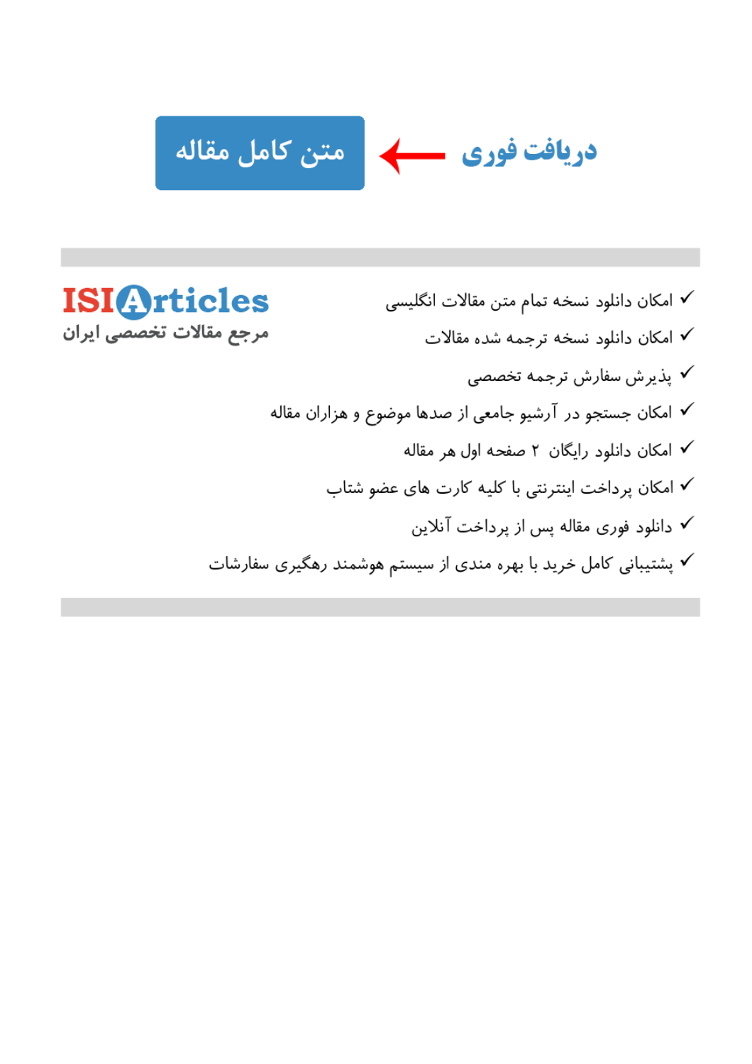دریافت فوری ← **متن کامل مقاله**

**ISIArticles**
مرجع مقالات تخصصی ایران

- ✓ امکان دانلود نسخه تمام متن مقالات انگلیسی
- ✓ امکان دانلود نسخه ترجمه شده مقالات
- ✓ پذیرش سفارش ترجمه تخصصی
- ✓ امکان جستجو در آرشیو جامعی از صدها موضوع و هزاران مقاله
- ✓ امکان دانلود رایگان ۲ صفحه اول هر مقاله
- ✓ امکان پرداخت اینترنتی با کلیه کارت های عضو شتاب
- ✓ دانلود فوری مقاله پس از پرداخت آنلاین
- ✓ پشتیبانی کامل خرید با بهره مندی از سیستم هوشمند رهگیری سفارشات